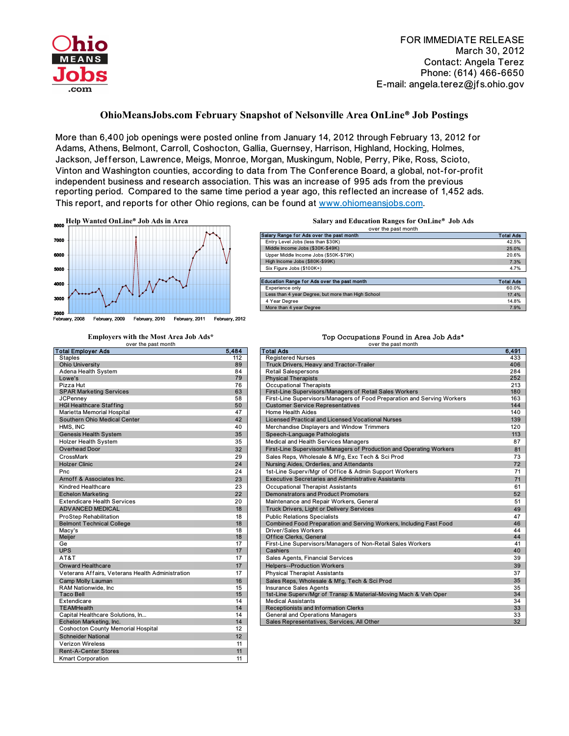Ohio MEANS Jobs .com

FOR IMMEDIATE RELEASE
March 30, 2012
Contact: Angela Terez
Phone: (614) 466-6650
E-mail: angela.terez@jfs.ohio.gov

# OhioMeansJobs.com February Snapshot of Nelsonville Area OnLine® Job Postings

More than 6,400 job openings were posted online from January 14, 2012 through February 13, 2012 for Adams, Athens, Belmont, Carroll, Coshocton, Gallia, Guernsey, Harrison, Highland, Hocking, Holmes, Jackson, Jefferson, Lawrence, Meigs, Monroe, Morgan, Muskingum, Noble, Perry, Pike, Ross, Scioto, Vinton and Washington counties, according to data from The Conference Board, a global, not-for-profit independent business and research association. This was an increase of 995 ads from the previous reporting period. Compared to the same time period a year ago, this reflected an increase of 1,452 ads. This report, and reports for other Ohio regions, can be found at www.ohiomeansjobs.com.

### Help Wanted OnLine® Job Ads in Area

(Chart: y-axis 2000–8000; x-axis February, 2008; February, 2009; February, 2010; February, 2011; February, 2012)

### Salary and Education Ranges for OnLine® Job Ads

over the past month

| Salary Range for Ads over the past month | Total Ads |
|---|---|
| Entry Level Jobs (less than $30K) | 42.5% |
| Middle Income Jobs ($30K-$49K) | 25.0% |
| Upper Middle Income Jobs ($50K-$79K) | 20.6% |
| High Income Jobs ($80K-$99K) | 7.3% |
| Six Figure Jobs ($100K+) | 4.7% |

| Education Range for Ads over the past month | Total Ads |
|---|---|
| Experience only | 60.0% |
| Less than 4 year Degree, but more than High School | 17.4% |
| 4 Year Degree | 14.8% |
| More than 4 year Degree | 7.9% |

### Employers with the Most Area Job Ads*

over the past month

| Total Employer Ads | 5,484 |
|---|---|
| Staples | 112 |
| Ohio University | 89 |
| Adena Health System | 84 |
| Lowe's | 79 |
| Pizza Hut | 76 |
| SPAR Marketing Services | 63 |
| JCPenney | 58 |
| HGI Healthcare Staffing | 50 |
| Marietta Memorial Hospital | 47 |
| Southern Ohio Medical Center | 42 |
| HMS, INC | 40 |
| Genesis Health System | 35 |
| Holzer Health System | 35 |
| Overhead Door | 32 |
| CrossMark | 29 |
| Holzer Clinic | 24 |
| Pnc | 24 |
| Arnoff & Associates Inc. | 23 |
| Kindred Healthcare | 23 |
| Echelon Marketing | 22 |
| Extendicare Health Services | 20 |
| ADVANCED MEDICAL | 18 |
| ProStep Rehabilitation | 18 |
| Belmont Technical College | 18 |
| Macy's | 18 |
| Meijer | 18 |
| Ge | 17 |
| UPS | 17 |
| AT&T | 17 |
| Onward Healthcare | 17 |
| Veterans Affairs, Veterans Health Administration | 17 |
| Camp Molly Lauman | 16 |
| RAM Nationwide, Inc | 15 |
| Taco Bell | 15 |
| Extendicare | 14 |
| TEAMHealth | 14 |
| Capital Healthcare Solutions, In... | 14 |
| Echelon Marketing, Inc. | 14 |
| Coshocton County Memorial Hospital | 12 |
| Schneider National | 12 |
| Verizon Wireless | 11 |
| Rent-A-Center Stores | 11 |
| Kmart Corporation | 11 |

### Top Occupations Found in Area Job Ads*

over the past month

| Total Ads | 6,491 |
|---|---|
| Registered Nurses | 433 |
| Truck Drivers, Heavy and Tractor-Trailer | 406 |
| Retail Salespersons | 284 |
| Physical Therapists | 252 |
| Occupational Therapists | 213 |
| First-Line Supervisors/Managers of Retail Sales Workers | 180 |
| First-Line Supervisors/Managers of Food Preparation and Serving Workers | 163 |
| Customer Service Representatives | 144 |
| Home Health Aides | 140 |
| Licensed Practical and Licensed Vocational Nurses | 139 |
| Merchandise Displayers and Window Trimmers | 120 |
| Speech-Language Pathologists | 113 |
| Medical and Health Services Managers | 87 |
| First-Line Supervisors/Managers of Production and Operating Workers | 81 |
| Sales Reps, Wholesale & Mfg, Exc Tech & Sci Prod | 73 |
| Nursing Aides, Orderlies, and Attendants | 72 |
| 1st-Line Superv/Mgr of Office & Admin Support Workers | 71 |
| Executive Secretaries and Administrative Assistants | 71 |
| Occupational Therapist Assistants | 61 |
| Demonstrators and Product Promoters | 52 |
| Maintenance and Repair Workers, General | 51 |
| Truck Drivers, Light or Delivery Services | 49 |
| Public Relations Specialists | 47 |
| Combined Food Preparation and Serving Workers, Including Fast Food | 46 |
| Driver/Sales Workers | 44 |
| Office Clerks, General | 44 |
| First-Line Supervisors/Managers of Non-Retail Sales Workers | 41 |
| Cashiers | 40 |
| Sales Agents, Financial Services | 39 |
| Helpers--Production Workers | 39 |
| Physical Therapist Assistants | 37 |
| Sales Reps, Wholesale & Mfg, Tech & Sci Prod | 35 |
| Insurance Sales Agents | 35 |
| 1st-Line Superv/Mgr of Transp & Material-Moving Mach & Veh Oper | 34 |
| Medical Assistants | 34 |
| Receptionists and Information Clerks | 33 |
| General and Operations Managers | 33 |
| Sales Representatives, Services, All Other | 32 |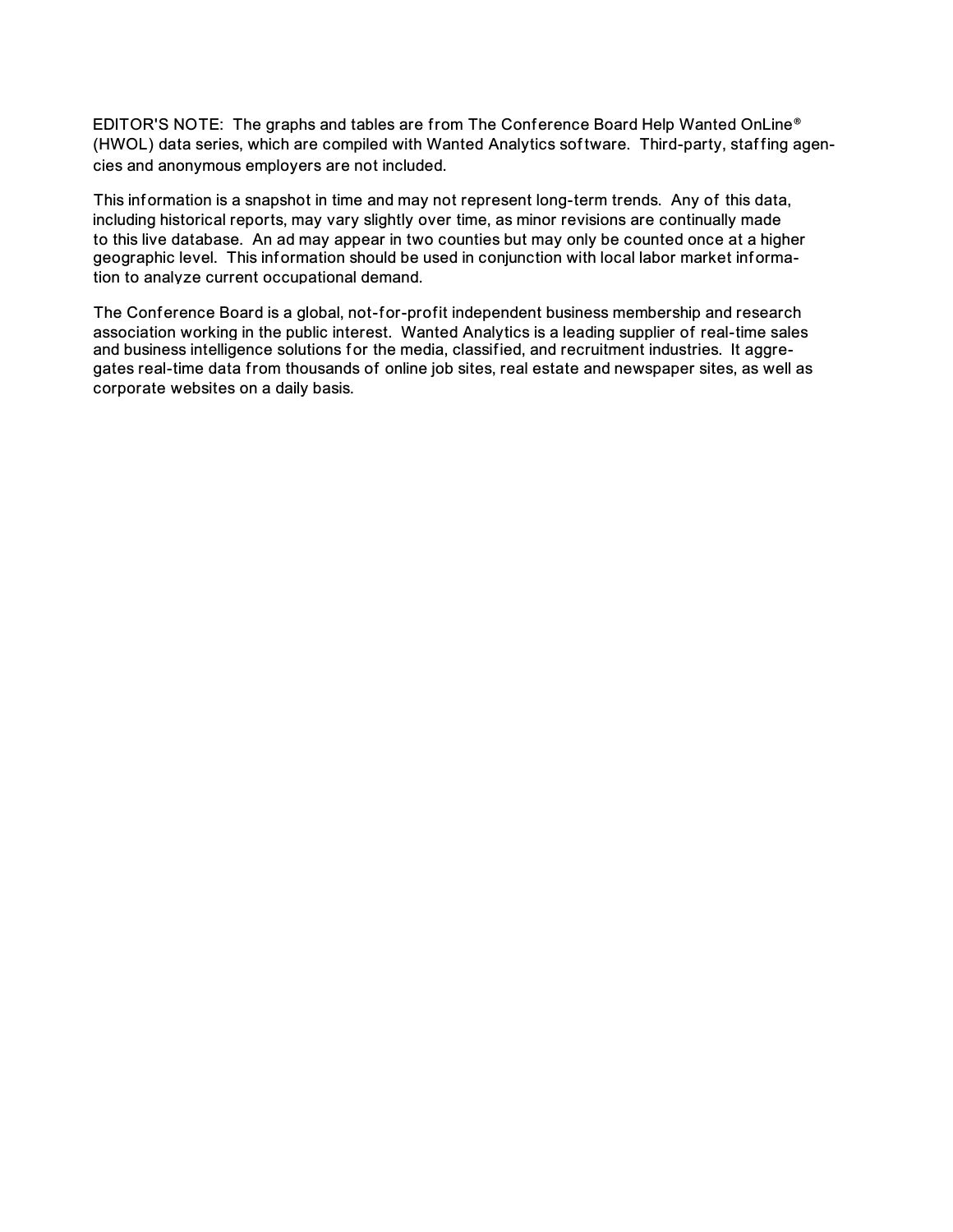EDITOR'S NOTE: The graphs and tables are from The Conference Board Help Wanted OnLine® (HWOL) data series, which are compiled with Wanted Analytics software. Third-party, staffing agencies and anonymous employers are not included.

This information is a snapshot in time and may not represent long-term trends. Any of this data, including historical reports, may vary slightly over time, as minor revisions are continually made to this live database. An ad may appear in two counties but may only be counted once at a higher geographic level. This information should be used in conjunction with local labor market information to analyze current occupational demand.

The Conference Board is a global, not-for-profit independent business membership and research association working in the public interest. Wanted Analytics is a leading supplier of real-time sales and business intelligence solutions for the media, classified, and recruitment industries. It aggregates real-time data from thousands of online job sites, real estate and newspaper sites, as well as corporate websites on a daily basis.